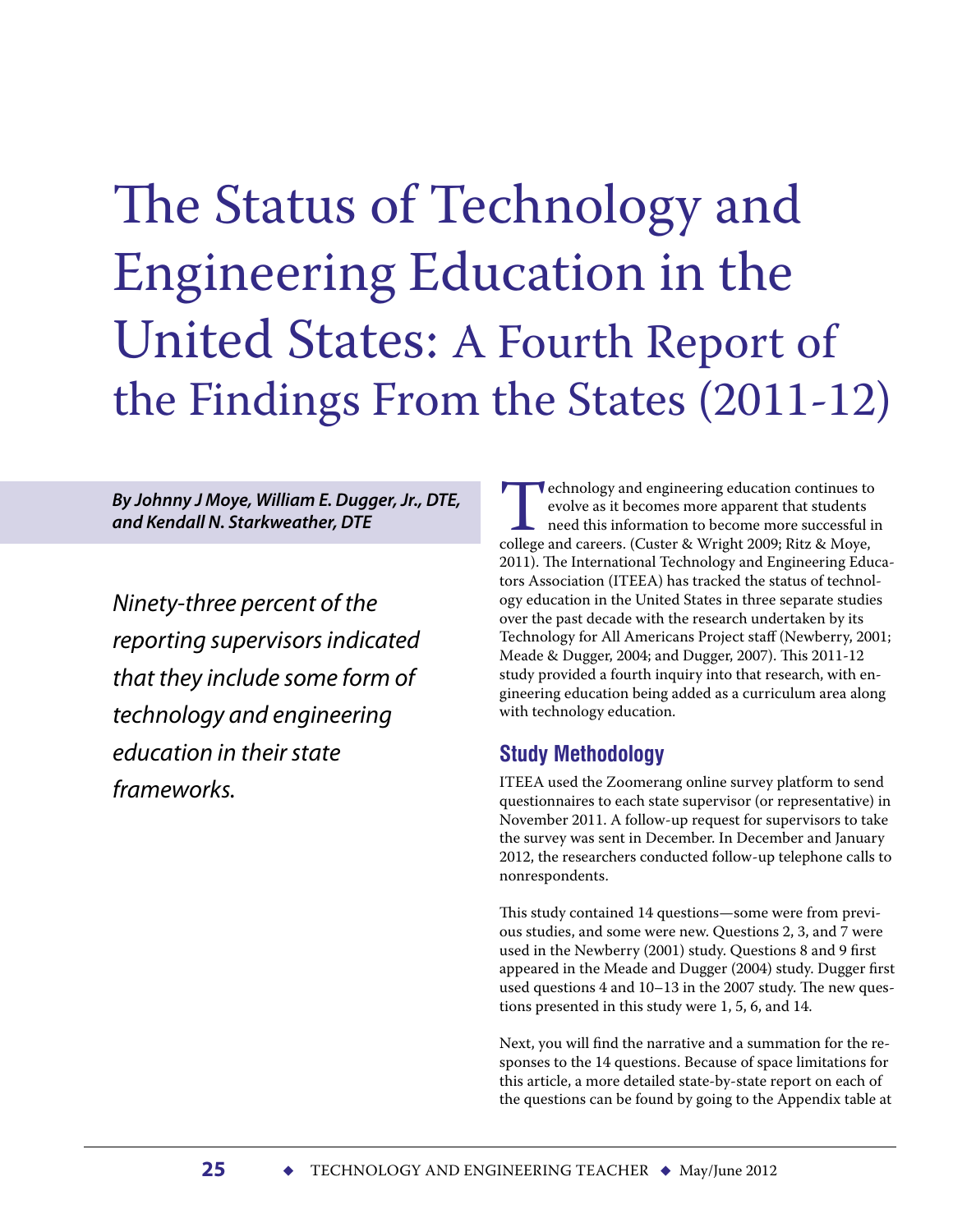# The Status of Technology and Engineering Education in the United States: A Fourth Report of the Findings From the States (2011-12)

***By Johnny J Moye, William E. Dugger, Jr., DTE, and Kendall N. Starkweather, DTE***

*Ninety-three percent of the reporting supervisors indicated that they include some form of technology and engineering education in their state frameworks.*

Technology and engineering education continues to evolve as it becomes more apparent that students need this information to become more successful in college and careers. (Custer & Wright 2009; Ritz & Moye, 2011). The International Technology and Engineering Educators Association (ITEEA) has tracked the status of technology education in the United States in three separate studies over the past decade with the research undertaken by its Technology for All Americans Project staff (Newberry, 2001; Meade & Dugger, 2004; and Dugger, 2007). This 2011-12 study provided a fourth inquiry into that research, with engineering education being added as a curriculum area along with technology education.

## Study Methodology

ITEEA used the Zoomerang online survey platform to send questionnaires to each state supervisor (or representative) in November 2011. A follow-up request for supervisors to take the survey was sent in December. In December and January 2012, the researchers conducted follow-up telephone calls to nonrespondents.

This study contained 14 questions—some were from previous studies, and some were new. Questions 2, 3, and 7 were used in the Newberry (2001) study. Questions 8 and 9 first appeared in the Meade and Dugger (2004) study. Dugger first used questions 4 and 10–13 in the 2007 study. The new questions presented in this study were 1, 5, 6, and 14.

Next, you will find the narrative and a summation for the responses to the 14 questions. Because of space limitations for this article, a more detailed state-by-state report on each of the questions can be found by going to the Appendix table at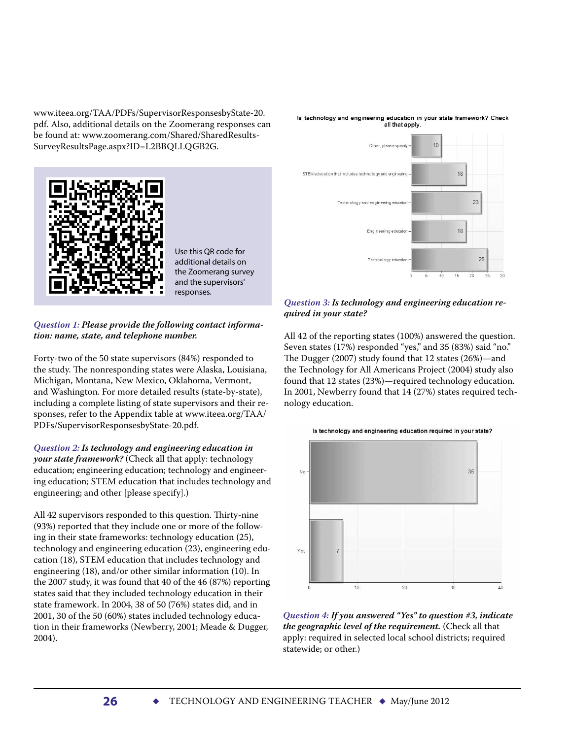www.iteea.org/TAA/PDFs/SupervisorResponsesbyState-20.pdf. Also, additional details on the Zoomerang responses can be found at: www.zoomerang.com/Shared/SharedResults-SurveyResultsPage.aspx?ID=L2BBQLLQGB2G.

Use this QR code for additional details on the Zoomerang survey and the supervisors' responses.

*Question 1:* ***Please provide the following contact information: name, state, and telephone number.***

Forty-two of the 50 state supervisors (84%) responded to the study. The nonresponding states were Alaska, Louisiana, Michigan, Montana, New Mexico, Oklahoma, Vermont, and Washington. For more detailed results (state-by-state), including a complete listing of state supervisors and their responses, refer to the Appendix table at www.iteea.org/TAA/PDFs/SupervisorResponsesbyState-20.pdf.

*Question 2:* ***Is technology and engineering education in your state framework?*** (Check all that apply: technology education; engineering education; technology and engineering education; STEM education that includes technology and engineering; and other [please specify].)

All 42 supervisors responded to this question. Thirty-nine (93%) reported that they include one or more of the following in their state frameworks: technology education (25), technology and engineering education (23), engineering education (18), STEM education that includes technology and engineering (18), and/or other similar information (10). In the 2007 study, it was found that 40 of the 46 (87%) reporting states said that they included technology education in their state framework. In 2004, 38 of 50 (76%) states did, and in 2001, 30 of the 50 (60%) states included technology education in their frameworks (Newberry, 2001; Meade & Dugger, 2004).

**Is technology and engineering education in your state framework? Check all that apply.**

| Response | Count |
|---|---|
| Other, please specify | 10 |
| STEM education that includes technology and engineering | 18 |
| Technology and engineering education | 23 |
| Engineering education | 18 |
| Technology education | 25 |

*Question 3:* ***Is technology and engineering education required in your state?***

All 42 of the reporting states (100%) answered the question. Seven states (17%) responded "yes," and 35 (83%) said "no." The Dugger (2007) study found that 12 states (26%)—and the Technology for All Americans Project (2004) study also found that 12 states (23%)—required technology education. In 2001, Newberry found that 14 (27%) states required technology education.

**Is technology and engineering education required in your state?**

| Response | Count |
|---|---|
| No | 35 |
| Yes | 7 |

*Question 4:* ***If you answered "Yes" to question #3, indicate the geographic level of the requirement.*** (Check all that apply: required in selected local school districts; required statewide; or other.)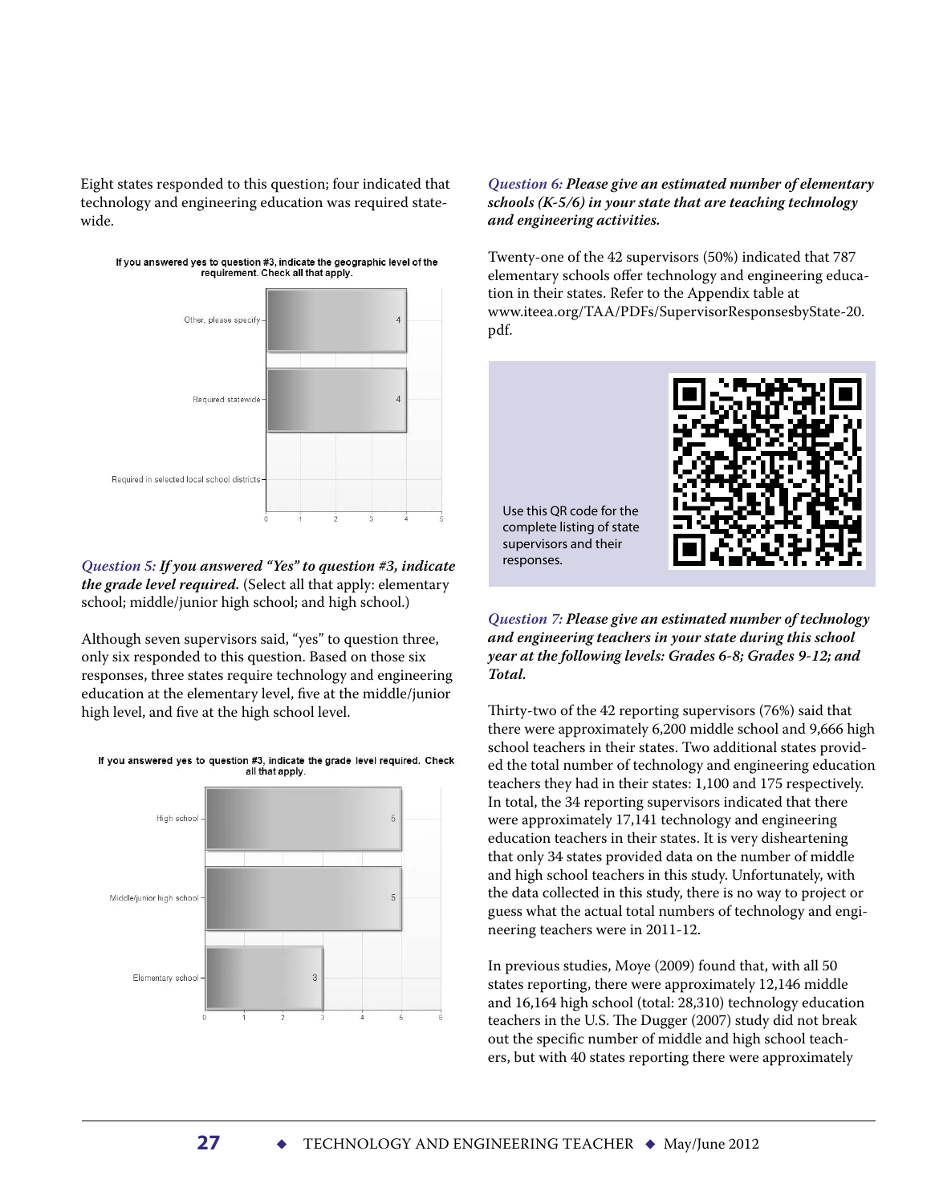Eight states responded to this question; four indicated that technology and engineering education was required statewide.

If you answered yes to question #3, indicate the geographic level of the requirement. Check all that apply.

| Response | Count |
|---|---|
| Other, please specify | 4 |
| Required statewide | 4 |
| Required in selected local school districts | |

*Question 5:* ***If you answered "Yes" to question #3, indicate the grade level required.*** (Select all that apply: elementary school; middle/junior high school; and high school.)

Although seven supervisors said, "yes" to question three, only six responded to this question. Based on those six responses, three states require technology and engineering education at the elementary level, five at the middle/junior high level, and five at the high school level.

If you answered yes to question #3, indicate the grade level required. Check all that apply.

| Response | Count |
|---|---|
| High school | 5 |
| Middle/junior high school | 5 |
| Elementary school | 3 |

*Question 6:* ***Please give an estimated number of elementary schools (K-5/6) in your state that are teaching technology and engineering activities.***

Twenty-one of the 42 supervisors (50%) indicated that 787 elementary schools offer technology and engineering education in their states. Refer to the Appendix table at www.iteea.org/TAA/PDFs/SupervisorResponsesbyState-20.pdf.

Use this QR code for the complete listing of state supervisors and their responses.

*Question 7:* ***Please give an estimated number of technology and engineering teachers in your state during this school year at the following levels: Grades 6-8; Grades 9-12; and Total.***

Thirty-two of the 42 reporting supervisors (76%) said that there were approximately 6,200 middle school and 9,666 high school teachers in their states. Two additional states provided the total number of technology and engineering education teachers they had in their states: 1,100 and 175 respectively. In total, the 34 reporting supervisors indicated that there were approximately 17,141 technology and engineering education teachers in their states. It is very disheartening that only 34 states provided data on the number of middle and high school teachers in this study. Unfortunately, with the data collected in this study, there is no way to project or guess what the actual total numbers of technology and engineering teachers were in 2011-12.

In previous studies, Moye (2009) found that, with all 50 states reporting, there were approximately 12,146 middle and 16,164 high school (total: 28,310) technology education teachers in the U.S. The Dugger (2007) study did not break out the specific number of middle and high school teachers, but with 40 states reporting there were approximately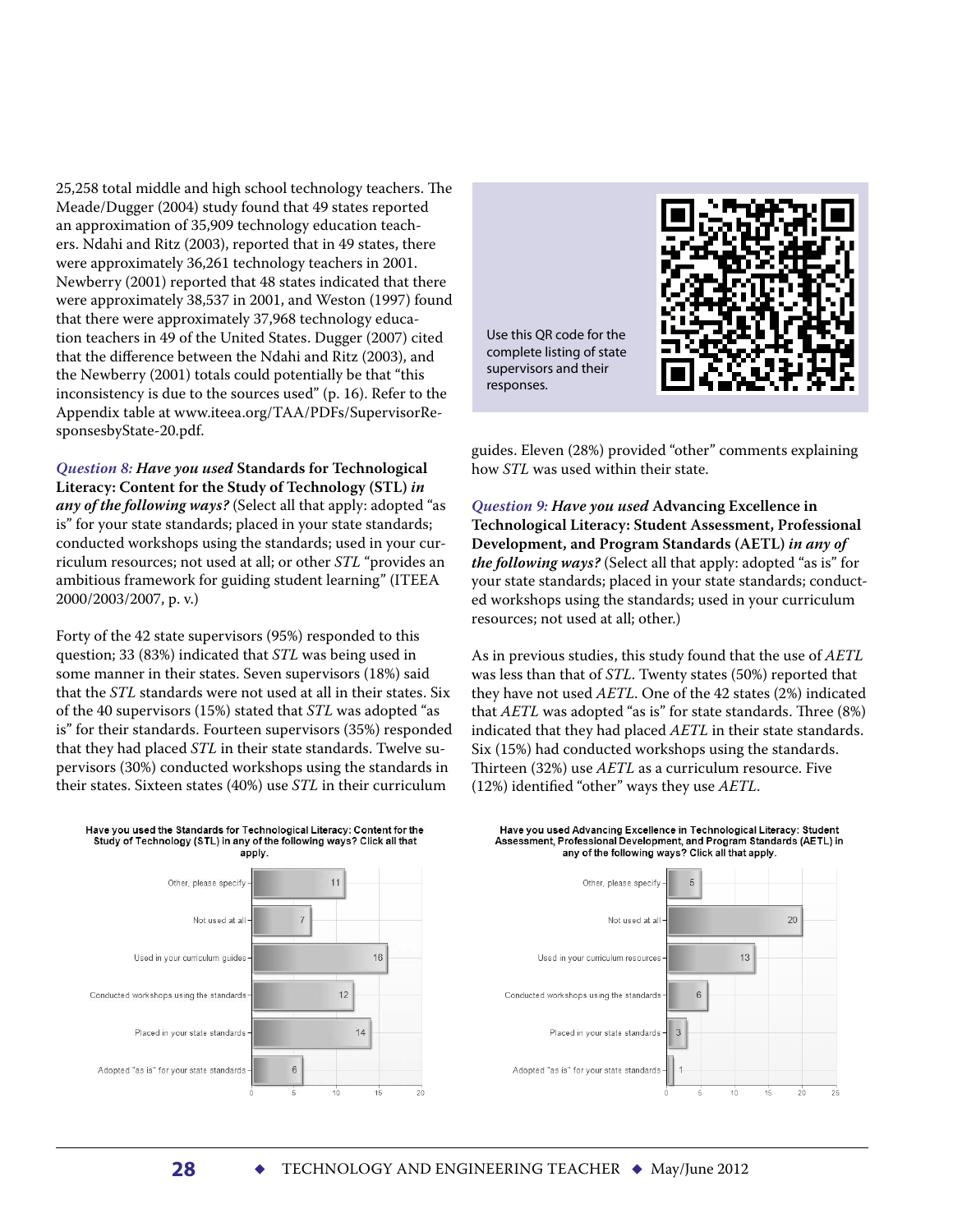25,258 total middle and high school technology teachers. The Meade/Dugger (2004) study found that 49 states reported an approximation of 35,909 technology education teachers. Ndahi and Ritz (2003), reported that in 49 states, there were approximately 36,261 technology teachers in 2001. Newberry (2001) reported that 48 states indicated that there were approximately 38,537 in 2001, and Weston (1997) found that there were approximately 37,968 technology education teachers in 49 of the United States. Dugger (2007) cited that the difference between the Ndahi and Ritz (2003), and the Newberry (2001) totals could potentially be that "this inconsistency is due to the sources used" (p. 16). Refer to the Appendix table at www.iteea.org/TAA/PDFs/SupervisorResponsesbyState-20.pdf.

Use this QR code for the complete listing of state supervisors and their responses.

*Question 8:* ***Have you used*** **Standards for Technological Literacy: Content for the Study of Technology (STL)** ***in any of the following ways?*** (Select all that apply: adopted "as is" for your state standards; placed in your state standards; conducted workshops using the standards; used in your curriculum resources; not used at all; or other *STL* "provides an ambitious framework for guiding student learning" (ITEEA 2000/2003/2007, p. v.)

Forty of the 42 state supervisors (95%) responded to this question; 33 (83%) indicated that *STL* was being used in some manner in their states. Seven supervisors (18%) said that the *STL* standards were not used at all in their states. Six of the 40 supervisors (15%) stated that *STL* was adopted "as is" for their standards. Fourteen supervisors (35%) responded that they had placed *STL* in their state standards. Twelve supervisors (30%) conducted workshops using the standards in their states. Sixteen states (40%) use *STL* in their curriculum guides. Eleven (28%) provided "other" comments explaining how *STL* was used within their state.

*Question 9:* ***Have you used*** **Advancing Excellence in Technological Literacy: Student Assessment, Professional Development, and Program Standards (AETL)** ***in any of the following ways?*** (Select all that apply: adopted "as is" for your state standards; placed in your state standards; conducted workshops using the standards; used in your curriculum resources; not used at all; other.)

As in previous studies, this study found that the use of *AETL* was less than that of *STL*. Twenty states (50%) reported that they have not used *AETL*. One of the 42 states (2%) indicated that *AETL* was adopted "as is" for state standards. Three (8%) indicated that they had placed *AETL* in their state standards. Six (15%) had conducted workshops using the standards. Thirteen (32%) use *AETL* as a curriculum resource. Five (12%) identified "other" ways they use *AETL*.

**Have you used the Standards for Technological Literacy: Content for the Study of Technology (STL) in any of the following ways? Click all that apply.**

| Response | Count |
|---|---|
| Other, please specify | 11 |
| Not used at all | 7 |
| Used in your curriculum guides | 16 |
| Conducted workshops using the standards | 12 |
| Placed in your state standards | 14 |
| Adopted "as is" for your state standards | 6 |

**Have you used Advancing Excellence in Technological Literacy: Student Assessment, Professional Development, and Program Standards (AETL) in any of the following ways? Click all that apply.**

| Response | Count |
|---|---|
| Other, please specify | 5 |
| Not used at all | 20 |
| Used in your curriculum resources | 13 |
| Conducted workshops using the standards | 6 |
| Placed in your state standards | 3 |
| Adopted "as is" for your state standards | 1 |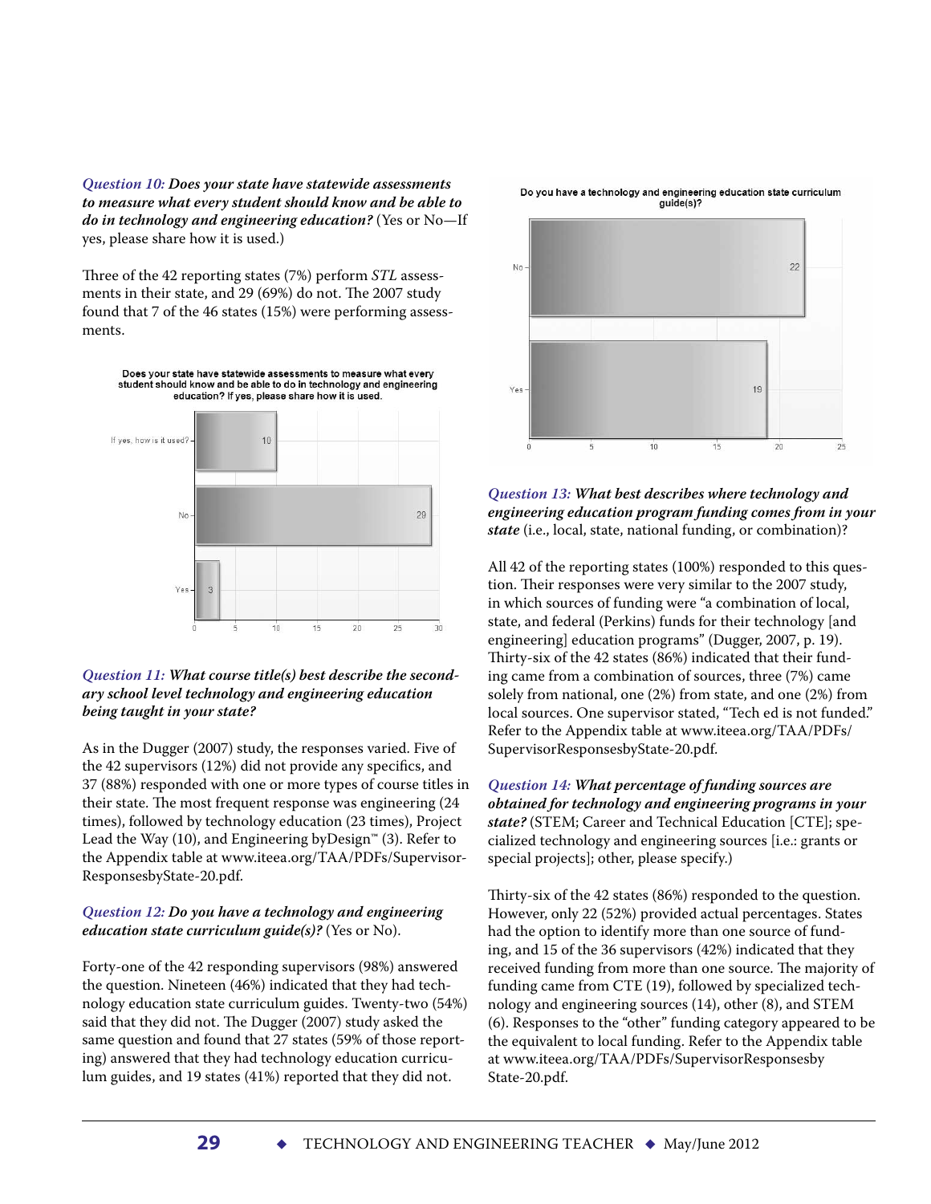*Question 10:* ***Does your state have statewide assessments to measure what every student should know and be able to do in technology and engineering education?*** (Yes or No—If yes, please share how it is used.)

Three of the 42 reporting states (7%) perform *STL* assessments in their state, and 29 (69%) do not. The 2007 study found that 7 of the 46 states (15%) were performing assessments.

**Does your state have statewide assessments to measure what every student should know and be able to do in technology and engineering education? If yes, please share how it is used.**

| Response | Count |
| --- | --- |
| If yes, how is it used? | 10 |
| No | 29 |
| Yes | 3 |

*Question 11:* ***What course title(s) best describe the secondary school level technology and engineering education being taught in your state?***

As in the Dugger (2007) study, the responses varied. Five of the 42 supervisors (12%) did not provide any specifics, and 37 (88%) responded with one or more types of course titles in their state. The most frequent response was engineering (24 times), followed by technology education (23 times), Project Lead the Way (10), and Engineering byDesign™ (3). Refer to the Appendix table at www.iteea.org/TAA/PDFs/SupervisorResponsesbyState-20.pdf.

*Question 12:* ***Do you have a technology and engineering education state curriculum guide(s)?*** (Yes or No).

Forty-one of the 42 responding supervisors (98%) answered the question. Nineteen (46%) indicated that they had technology education state curriculum guides. Twenty-two (54%) said that they did not. The Dugger (2007) study asked the same question and found that 27 states (59% of those reporting) answered that they had technology education curriculum guides, and 19 states (41%) reported that they did not.

**Do you have a technology and engineering education state curriculum guide(s)?**

| Response | Count |
| --- | --- |
| No | 22 |
| Yes | 19 |

*Question 13:* ***What best describes where technology and engineering education program funding comes from in your state*** (i.e., local, state, national funding, or combination)?

All 42 of the reporting states (100%) responded to this question. Their responses were very similar to the 2007 study, in which sources of funding were "a combination of local, state, and federal (Perkins) funds for their technology [and engineering] education programs" (Dugger, 2007, p. 19). Thirty-six of the 42 states (86%) indicated that their funding came from a combination of sources, three (7%) came solely from national, one (2%) from state, and one (2%) from local sources. One supervisor stated, "Tech ed is not funded." Refer to the Appendix table at www.iteea.org/TAA/PDFs/SupervisorResponsesbyState-20.pdf.

*Question 14:* ***What percentage of funding sources are obtained for technology and engineering programs in your state?*** (STEM; Career and Technical Education [CTE]; specialized technology and engineering sources [i.e.: grants or special projects]; other, please specify.)

Thirty-six of the 42 states (86%) responded to the question. However, only 22 (52%) provided actual percentages. States had the option to identify more than one source of funding, and 15 of the 36 supervisors (42%) indicated that they received funding from more than one source. The majority of funding came from CTE (19), followed by specialized technology and engineering sources (14), other (8), and STEM (6). Responses to the "other" funding category appeared to be the equivalent to local funding. Refer to the Appendix table at www.iteea.org/TAA/PDFs/SupervisorResponsesbyState-20.pdf.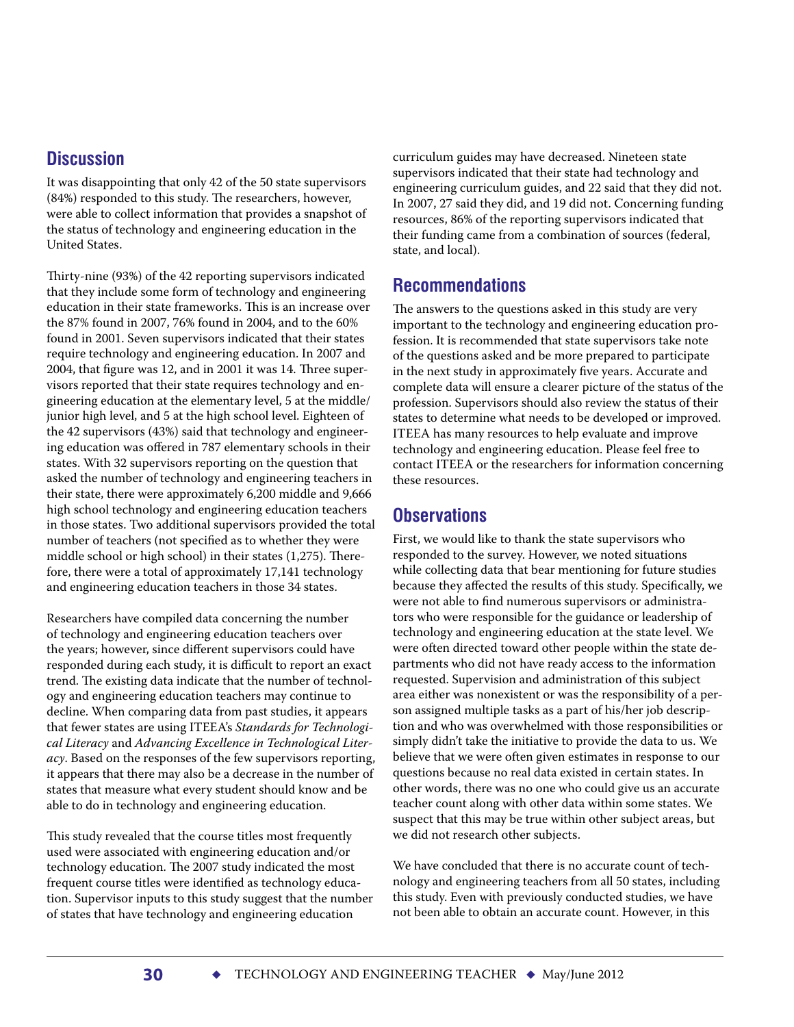## Discussion

It was disappointing that only 42 of the 50 state supervisors (84%) responded to this study. The researchers, however, were able to collect information that provides a snapshot of the status of technology and engineering education in the United States.

Thirty-nine (93%) of the 42 reporting supervisors indicated that they include some form of technology and engineering education in their state frameworks. This is an increase over the 87% found in 2007, 76% found in 2004, and to the 60% found in 2001. Seven supervisors indicated that their states require technology and engineering education. In 2007 and 2004, that figure was 12, and in 2001 it was 14. Three supervisors reported that their state requires technology and engineering education at the elementary level, 5 at the middle/junior high level, and 5 at the high school level. Eighteen of the 42 supervisors (43%) said that technology and engineering education was offered in 787 elementary schools in their states. With 32 supervisors reporting on the question that asked the number of technology and engineering teachers in their state, there were approximately 6,200 middle and 9,666 high school technology and engineering education teachers in those states. Two additional supervisors provided the total number of teachers (not specified as to whether they were middle school or high school) in their states (1,275). Therefore, there were a total of approximately 17,141 technology and engineering education teachers in those 34 states.

Researchers have compiled data concerning the number of technology and engineering education teachers over the years; however, since different supervisors could have responded during each study, it is difficult to report an exact trend. The existing data indicate that the number of technology and engineering education teachers may continue to decline. When comparing data from past studies, it appears that fewer states are using ITEEA's *Standards for Technological Literacy* and *Advancing Excellence in Technological Literacy*. Based on the responses of the few supervisors reporting, it appears that there may also be a decrease in the number of states that measure what every student should know and be able to do in technology and engineering education.

This study revealed that the course titles most frequently used were associated with engineering education and/or technology education. The 2007 study indicated the most frequent course titles were identified as technology education. Supervisor inputs to this study suggest that the number of states that have technology and engineering education curriculum guides may have decreased. Nineteen state supervisors indicated that their state had technology and engineering curriculum guides, and 22 said that they did not. In 2007, 27 said they did, and 19 did not. Concerning funding resources, 86% of the reporting supervisors indicated that their funding came from a combination of sources (federal, state, and local).

## Recommendations

The answers to the questions asked in this study are very important to the technology and engineering education profession. It is recommended that state supervisors take note of the questions asked and be more prepared to participate in the next study in approximately five years. Accurate and complete data will ensure a clearer picture of the status of the profession. Supervisors should also review the status of their states to determine what needs to be developed or improved. ITEEA has many resources to help evaluate and improve technology and engineering education. Please feel free to contact ITEEA or the researchers for information concerning these resources.

## Observations

First, we would like to thank the state supervisors who responded to the survey. However, we noted situations while collecting data that bear mentioning for future studies because they affected the results of this study. Specifically, we were not able to find numerous supervisors or administrators who were responsible for the guidance or leadership of technology and engineering education at the state level. We were often directed toward other people within the state departments who did not have ready access to the information requested. Supervision and administration of this subject area either was nonexistent or was the responsibility of a person assigned multiple tasks as a part of his/her job description and who was overwhelmed with those responsibilities or simply didn't take the initiative to provide the data to us. We believe that we were often given estimates in response to our questions because no real data existed in certain states. In other words, there was no one who could give us an accurate teacher count along with other data within some states. We suspect that this may be true within other subject areas, but we did not research other subjects.

We have concluded that there is no accurate count of technology and engineering teachers from all 50 states, including this study. Even with previously conducted studies, we have not been able to obtain an accurate count. However, in this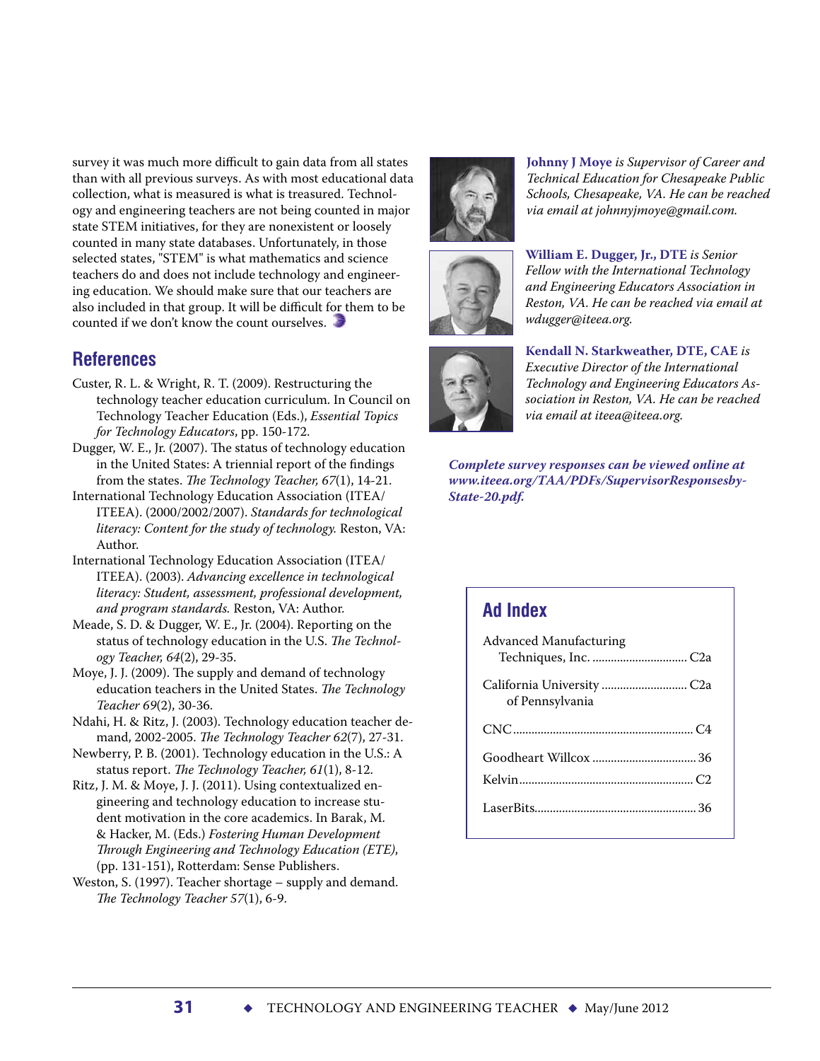survey it was much more difficult to gain data from all states than with all previous surveys. As with most educational data collection, what is measured is what is treasured. Technology and engineering teachers are not being counted in major state STEM initiatives, for they are nonexistent or loosely counted in many state databases. Unfortunately, in those selected states, "STEM" is what mathematics and science teachers do and does not include technology and engineering education. We should make sure that our teachers are also included in that group. It will be difficult for them to be counted if we don't know the count ourselves.

## References

Custer, R. L. & Wright, R. T. (2009). Restructuring the technology teacher education curriculum. In Council on Technology Teacher Education (Eds.), *Essential Topics for Technology Educators*, pp. 150-172.

Dugger, W. E., Jr. (2007). The status of technology education in the United States: A triennial report of the findings from the states. *The Technology Teacher, 67*(1), 14-21.

International Technology Education Association (ITEA/ITEEA). (2000/2002/2007). *Standards for technological literacy: Content for the study of technology.* Reston, VA: Author.

International Technology Education Association (ITEA/ITEEA). (2003). *Advancing excellence in technological literacy: Student, assessment, professional development, and program standards.* Reston, VA: Author.

Meade, S. D. & Dugger, W. E., Jr. (2004). Reporting on the status of technology education in the U.S. *The Technology Teacher, 64*(2), 29-35.

Moye, J. J. (2009). The supply and demand of technology education teachers in the United States. *The Technology Teacher 69*(2), 30-36.

Ndahi, H. & Ritz, J. (2003). Technology education teacher demand, 2002-2005. *The Technology Teacher 62*(7), 27-31.

Newberry, P. B. (2001). Technology education in the U.S.: A status report. *The Technology Teacher, 61*(1), 8-12.

Ritz, J. M. & Moye, J. J. (2011). Using contextualized engineering and technology education to increase student motivation in the core academics. In Barak, M. & Hacker, M. (Eds.) *Fostering Human Development Through Engineering and Technology Education (ETE)*, (pp. 131-151), Rotterdam: Sense Publishers.

Weston, S. (1997). Teacher shortage – supply and demand. *The Technology Teacher 57*(1), 6-9.

**Johnny J Moye** *is Supervisor of Career and Technical Education for Chesapeake Public Schools, Chesapeake, VA. He can be reached via email at johnnyjmoye@gmail.com.*

**William E. Dugger, Jr., DTE** *is Senior Fellow with the International Technology and Engineering Educators Association in Reston, VA. He can be reached via email at wdugger@iteea.org.*

**Kendall N. Starkweather, DTE, CAE** *is Executive Director of the International Technology and Engineering Educators Association in Reston, VA. He can be reached via email at iteea@iteea.org.*

***Complete survey responses can be viewed online at www.iteea.org/TAA/PDFs/SupervisorResponsesbyState-20.pdf.***

## Ad Index

| | |
|---|---|
| Advanced Manufacturing Techniques, Inc. | C2a |
| California University of Pennsylvania | C2a |
| CNC | C4 |
| Goodheart Willcox | 36 |
| Kelvin | C2 |
| LaserBits | 36 |